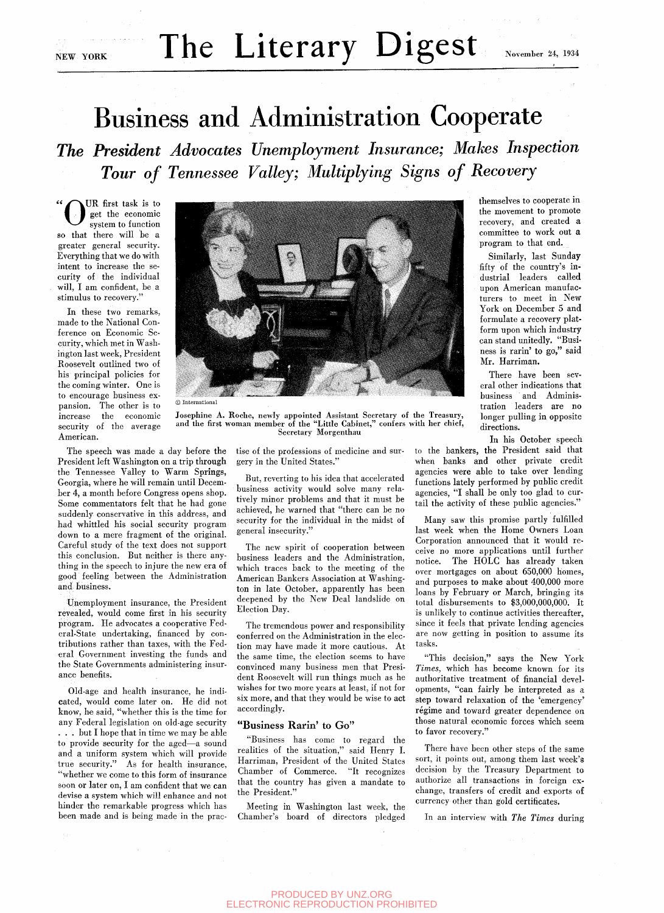# Business and Administration Cooperate

## *The President Advocates Unemployment Insurance; Makes Inspection Tour of Tennessee Valley; Multiplying Signs of Recovery*

"OUR first task is to get the economic system to function so that there will be a greater general security. Everything that we do with intent to increase the security of the individual will, I am confident, be a stimulus to recovery."

In these two remarks, made to the National Conference on Economic Security, which met in Washington last week, President Roosevelt outlined two of his principal policies for the coming winter. One is to encourage business expansion. The other is to increase the economic security of the average American.

© International

**Josephine A. Roche, newly appointed Assistant Secretary of the Treasury, and the first woman member of the "Little Cabinet," confers with her chief, Secretary Morgenthau**

The speech was made a day before the President left Washington on a trip through the Tennessee Valley to Warm Springs, Georgia, where he will remain until December 4, a month before Congress opens shop. Some commentators felt that he had gone suddenly conservative in this address, and had whittled his social security program down to a mere fragment of the original. Careful study of the text does not support this conclusion. But neither is there anything in the speech to injure the new era of good feeling between the Administration and business.

Unemployment insurance, the President revealed, would come first in his security program. He advocates a cooperative Federal-State undertaking, financed by contributions rather than taxes, with the Federal Government investing the funds and the State Governments administering insurance benefits.

Old-age and health insurance, he indicated, would come later on. He did not know, he said, "whether this is the time for any Federal legislation on old-age security . . . but I hope that in time we may be able to provide security for the aged—a sound and a uniform system which will provide true security." As for health insurance, "whether we come to this form of insurance soon or later on, I am confident that we can devise a system which will enhance and not hinder the remarkable progress which has been made and is being made in the practise of the professions of medicine and surgery in the United States."

But, reverting to his idea that accelerated business activity would solve many relatively minor problems and that it must be achieved, he warned that "there can be no security for the individual in the midst of general insecurity."

The new spirit of cooperation between business leaders and the Administration, which traces back to the meeting of the American Bankers Association at Washington in late October, apparently has been deepened by the New Deal landslide on Election Day.

The tremendous power and responsibility conferred on the Administration in the election may have made it more cautious. At the same time, the election seems to have convinced many business men that President Roosevelt will run things much as he wishes for two more years at least, if not for six more, and that they would be wise to act accordingly.

### "Business Rarin' to Go"

"Business has come to regard the realities of the situation," said Henry I. Harriman, President of the United States Chamber of Commerce. "It recognizes that the country has given a mandate to the President."

Meeting in Washington last week, the Chamber's board of directors pledged themselves to cooperate in the movement to promote recovery, and created a committee to work out a program to that end.

Similarly, last Sunday fifty of the country's industrial leaders called upon American manufacturers to meet in New York on December 5 and formulate a recovery platform upon which industry can stand unitedly. "Business is rarin' to go," said Mr. Harriman.

There have been several other indications that business and Administration leaders are no longer pulling in opposite directions.

In his October speech to the bankers, the President said that when banks and other private credit agencies were able to take over lending functions lately performed by public credit agencies, "I shall be only too glad to curtail the activity of these public agencies."

Many saw this promise partly fulfilled last week when the Home Owners Loan Corporation announced that it would receive no more applications until further notice. The HOLC has already taken over mortgages on about 650,000 homes, and purposes to make about 400,000 more loans by February or March, bringing its total disbursements to $3,000,000,000. It is unlikely to continue activities thereafter, since it feels that private lending agencies are now getting in position to assume its tasks.

"This decision," says the New York *Times*, which has become known for its authoritative treatment of financial developments, "can fairly be interpreted as a step toward relaxation of the 'emergency' régime and toward greater dependence on those natural economic forces which seem to favor recovery."

There have been other steps of the same sort, it points out, among them last week's decision by the Treasury Department to authorize all transactions in foreign exchange, transfers of credit and exports of currency other than gold certificates.

In an interview with *The Times* during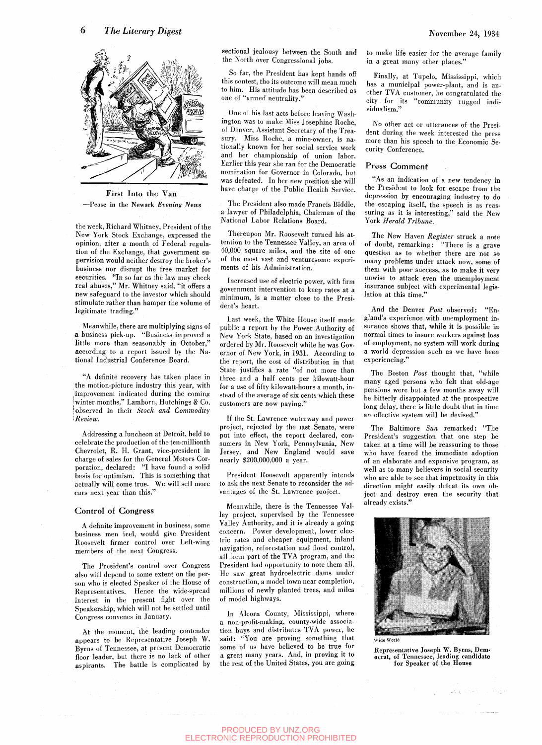First Into the Van

—Pease in the Newark *Evening News*

the week, Richard Whitney, President of the New York Stock Exchange, expressed the opinion, after a month of Federal regulation of the Exchange, that government supervision would neither destroy the broker's business nor disrupt the free market for securities. "In so far as the law may check real abuses," Mr. Whitney said, "it offers a new safeguard to the investor which should stimulate rather than hamper the volume of legitimate trading."

Meanwhile, there are multiplying signs of a business pick-up. "Business improved a little more than seasonably in October," according to a report issued by the National Industrial Conference Board.

"A definite recovery has taken place in the motion-picture industry this year, with improvement indicated during the coming winter months," Lamborn, Hutchings & Co. observed in their *Stock and Commodity Review.*

Addressing a luncheon at Detroit, held to celebrate the production of the ten-millionth Chevrolet, R. H. Grant, vice-president in charge of sales for the General Motors Corporation, declared: "I have found a solid basis for optimism. This is something that actually will come true. We will sell more cars next year than this."

## Control of Congress

A definite improvement in business, some business men feel, would give President Roosevelt firmer control over Left-wing members of the next Congress.

The President's control over Congress also will depend to some extent on the person who is elected Speaker of the House of Representatives. Hence the wide-spread interest in the present fight over the Speakership, which will not be settled until Congress convenes in January.

At the moment, the leading contender appears to be Representative Joseph W. Byrns of Tennessee, at present Democratic floor leader, but there is no lack of other aspirants. The battle is complicated by sectional jealousy between the South and the North over Congressional jobs.

So far, the President has kept hands off this contest, tho its outcome will mean much to him. His attitude has been described as one of "armed neutrality."

One of his last acts before leaving Washington was to make Miss Josephine Roche, of Denver, Assistant Secretary of the Treasury. Miss Roche, a mine-owner, is nationally known for her social service work and her championship of union labor. Earlier this year she ran for the Democratic nomination for Governor in Colorado, but was defeated. In her new position she will have charge of the Public Health Service.

The President also made Francis Biddle, a lawyer of Philadelphia, Chairman of the National Labor Relations Board.

Thereupon Mr. Roosevelt turned his attention to the Tennessee Valley, an area of 40,000 square miles, and the site of one of the most vast and venturesome experiments of his Administration.

Increased use of electric power, with firm government intervention to keep rates at a minimum, is a matter close to the President's heart.

Last week, the White House itself made public a report by the Power Authority of New York State, based on an investigation ordered by Mr. Roosevelt while he was Governor of New York, in 1931. According to the report, the cost of distribution in that State justifies a rate "of not more than three and a half cents per kilowatt-hour for a use of fifty kilowatt-hours a month, instead of the average of six cents which these customers are now paying."

If the St. Lawrence waterway and power project, rejected by the last Senate, were put into effect, the report declared, consumers in New York, Pennsylvania, New Jersey, and New England would save nearly $200,000,000 a year.

President Roosevelt apparently intends to ask the next Senate to reconsider the advantages of the St. Lawrence project.

Meanwhile, there is the Tennessee Valley project, supervised by the Tennessee Valley Authority, and it is already a going concern. Power development, lower electric rates and cheaper equipment, inland navigation, reforestation and flood control, all form part of the TVA program, and the President had opportunity to note them all. He saw great hydroelectric dams under construction, a model town near completion, millions of newly planted trees, and miles of model highways.

In Alcorn County, Mississippi, where a non-profit-making, county-wide association buys and distributes TVA power, he said: "You are proving something that some of us have believed to be true for a great many years. And, in proving it to the rest of the United States, you are going to make life easier for the average family in a great many other places."

Finally, at Tupelo, Mississippi, which has a municipal power-plant, and is another TVA customer, he congratulated the city for its "community rugged individualism."

No other act or utterances of the President during the week interested the press more than his speech to the Economic Security Conference.

## Press Comment

"As an indication of a new tendency in the President to look for escape from the depression by encouraging industry to do the escaping itself, the speech is as reassuring as it is interesting," said the New York *Herald Tribune.*

The New Haven *Register* struck a note of doubt, remarking: "There is a grave question as to whether there are not so many problems under attack now, some of them with poor success, as to make it very unwise to attack even the unemployment insurance subject with experimental legislation at this time."

And the Denver *Post* observed: "England's experience with unemployment insurance shows that, while it is possible in normal times to insure workers against loss of employment, no system will work during a world depression such as we have been experiencing."

The Boston *Post* thought that, "while many aged persons who felt that old-age pensions were but a few months away will be bitterly disappointed at the prospective long delay, there is little doubt that in time an effective system will be devised."

The Baltimore *Sun* remarked: "The President's suggestion that one step be taken at a time will be reassuring to those who have feared the immediate adoption of an elaborate and expensive program, as well as to many believers in social security who are able to see that impetuosity in this direction might easily defeat its own object and destroy even the security that already exists."

Wide World

**Representative Joseph W. Byrns, Democrat, of Tennessee, leading candidate for Speaker of the House**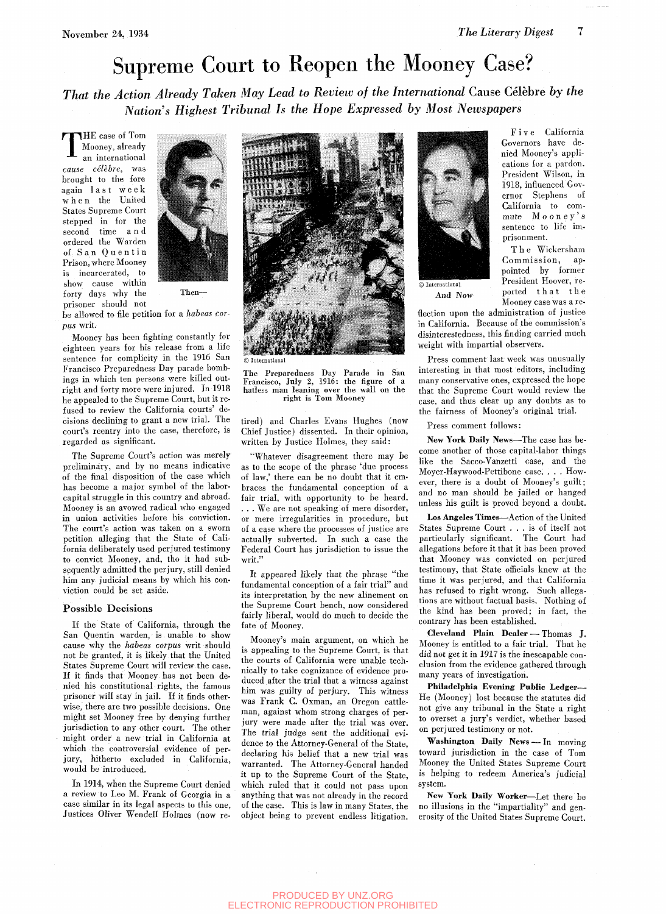# Supreme Court to Reopen the Mooney Case?

*That the Action Already Taken May Lead to Review of the International* Cause Célèbre *by the Nation's Highest Tribunal Is the Hope Expressed by Most Newspapers*

THE case of Tom Mooney, already an international *cause célèbre*, was brought to the fore again last week when the United States Supreme Court stepped in for the second time and ordered the Warden of San Quentin Prison, where Mooney is incarcerated, to show cause within forty days why the prisoner should not be allowed to file petition for a *habeas corpus* writ.

Then—

Mooney has been fighting constantly for eighteen years for his release from a life sentence for complicity in the 1916 San Francisco Preparedness Day parade bombings in which ten persons were killed outright and forty more were injured. In 1918 he appealed to the Supreme Court, but it refused to review the California courts' decisions declining to grant a new trial. The court's reentry into the case, therefore, is regarded as significant.

The Supreme Court's action was merely preliminary, and by no means indicative of the final disposition of the case which has become a major symbol of the labor-capital struggle in this country and abroad. Mooney is an avowed radical who engaged in union activities before his conviction. The court's action was taken on a sworn petition alleging that the State of California deliberately used perjured testimony to convict Mooney, and, tho it had subsequently admitted the perjury, still denied him any judicial means by which his conviction could be set aside.

## Possible Decisions

If the State of California, through the San Quentin warden, is unable to show cause why the *habeas corpus* writ should not be granted, it is likely that the United States Supreme Court will review the case. If it finds that Mooney has not been denied his constitutional rights, the famous prisoner will stay in jail. If it finds otherwise, there are two possible decisions. One might set Mooney free by denying further jurisdiction to any other court. The other might order a new trial in California at which the controversial evidence of perjury, hitherto excluded in California, would be introduced.

In 1914, when the Supreme Court denied a review to Leo M. Frank of Georgia in a case similar in its legal aspects to this one, Justices Oliver Wendell Holmes (now retired) and Charles Evans Hughes (now Chief Justice) dissented. In their opinion, written by Justice Holmes, they said:

"Whatever disagreement there may be as to the scope of the phrase 'due process of law,' there can be no doubt that it embraces the fundamental conception of a fair trial, with opportunity to be heard. . . . We are not speaking of mere disorder, or mere irregularities in procedure, but of a case where the processes of justice are actually subverted. In such a case the Federal Court has jurisdiction to issue the writ."

It appeared likely that the phrase "the fundamental conception of a fair trial" and its interpretation by the new alinement on the Supreme Court bench, now considered fairly liberal, would do much to decide the fate of Mooney.

Mooney's main argument, on which he is appealing to the Supreme Court, is that the courts of California were unable technically to take cognizance of evidence produced after the trial that a witness against him was guilty of perjury. This witness was Frank C. Oxman, an Oregon cattleman, against whom strong charges of perjury were made after the trial was over. The trial judge sent the additional evidence to the Attorney-General of the State, declaring his belief that a new trial was warranted. The Attorney-General handed it up to the Supreme Court of the State, which ruled that it could not pass upon anything that was not already in the record of the case. This is law in many States, the object being to prevent endless litigation.

© International

The Preparedness Day Parade in San Francisco, July 2, 1916: the figure of a hatless man leaning over the wall on the right is Tom Mooney

© International

And Now

Five California Governors have denied Mooney's applications for a pardon. President Wilson, in 1918, influenced Governor Stephens of California to commute Mooney's sentence to life imprisonment.

The Wickersham Commission, appointed by former President Hoover, reported that the Mooney case was a reflection upon the administration of justice in California. Because of the commission's disinterestedness, this finding carried much weight with impartial observers.

Press comment last week was unusually interesting in that most editors, including many conservative ones, expressed the hope that the Supreme Court would review the case, and thus clear up any doubts as to the fairness of Mooney's original trial.

Press comment follows:

**New York Daily News**—The case has become another of those capital-labor things like the Sacco-Vanzetti case, and the Moyer-Haywood-Pettibone case. . . . However, there is a doubt of Mooney's guilt; and no man should be jailed or hanged unless his guilt is proved beyond a doubt.

**Los Angeles Times**—Action of the United States Supreme Court . . . is of itself not particularly significant. The Court had allegations before it that it has been proved that Mooney was convicted on perjured testimony, that State officials knew at the time it was perjured, and that California has refused to right wrong. Such allegations are without factual basis. Nothing of the kind has been proved; in fact, the contrary has been established.

**Cleveland Plain Dealer**—Thomas J. Mooney is entitled to a fair trial. That he did not get it in 1917 is the inescapable conclusion from the evidence gathered through many years of investigation.

**Philadelphia Evening Public Ledger**—He (Mooney) lost because the statutes did not give any tribunal in the State a right to overset a jury's verdict, whether based on perjured testimony or not.

**Washington Daily News**—In moving toward jurisdiction in the case of Tom Mooney the United States Supreme Court is helping to redeem America's judicial system.

**New York Daily Worker**—Let there be no illusions in the "impartiality" and generosity of the United States Supreme Court.